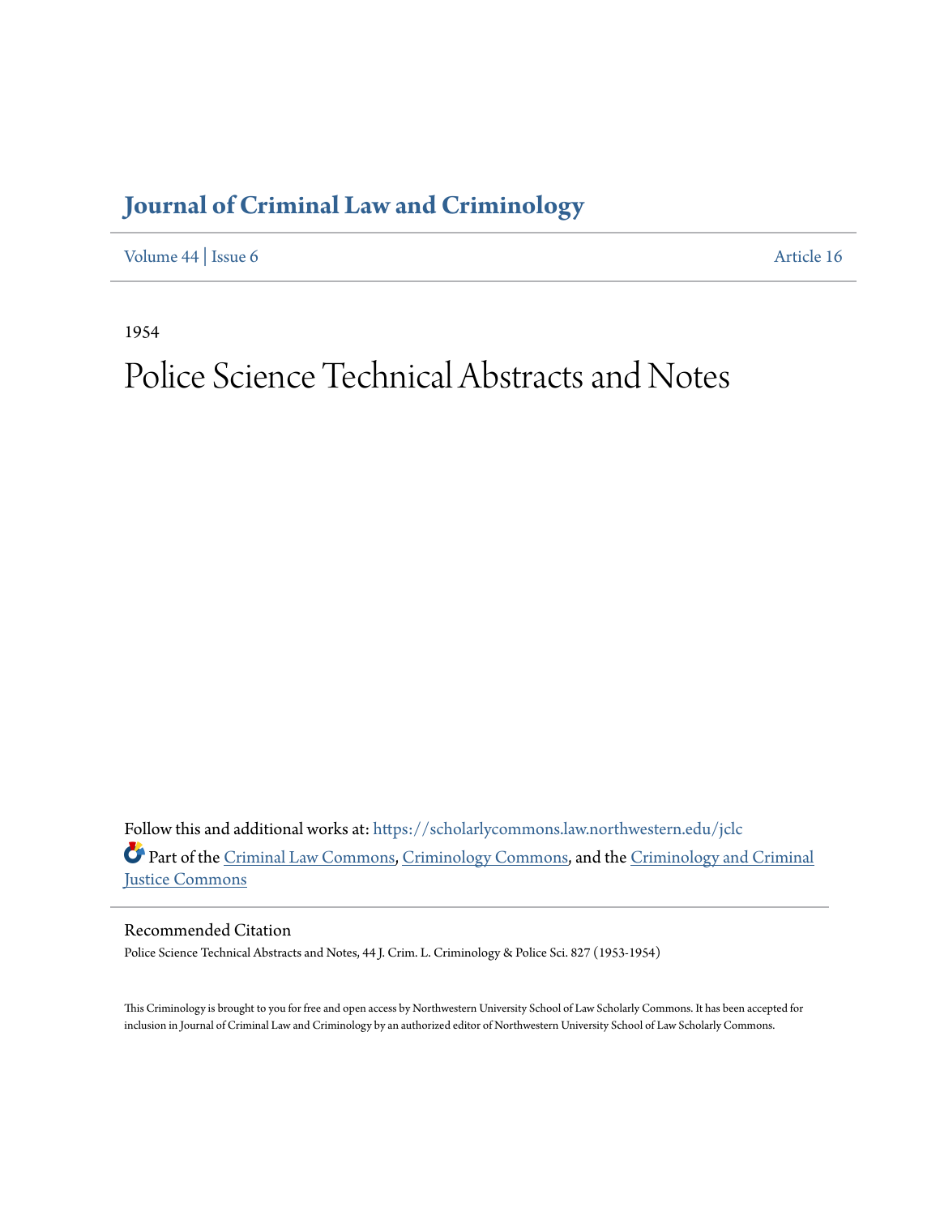# Journal of Criminal Law and Criminology

Volume 44 | Issue 6 Article 16

1954

# Police Science Technical Abstracts and Notes

Follow this and additional works at: https://scholarlycommons.law.northwestern.edu/jclc

Part of the Criminal Law Commons, Criminology Commons, and the Criminology and Criminal Justice Commons

## Recommended Citation

Police Science Technical Abstracts and Notes, 44 J. Crim. L. Criminology & Police Sci. 827 (1953-1954)

This Criminology is brought to you for free and open access by Northwestern University School of Law Scholarly Commons. It has been accepted for inclusion in Journal of Criminal Law and Criminology by an authorized editor of Northwestern University School of Law Scholarly Commons.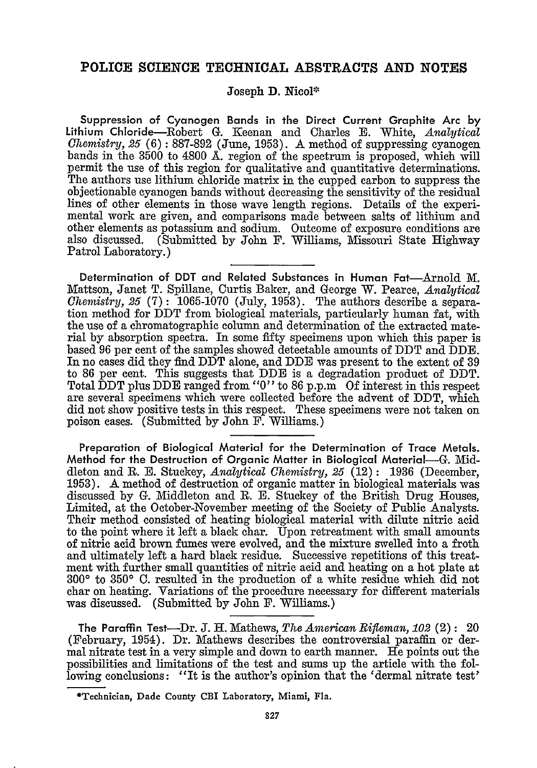# POLICE SCIENCE TECHNICAL ABSTRACTS AND NOTES

Joseph D. Nicol*

**Suppression of Cyanogen Bands in the Direct Current Graphite Arc by Lithium Chloride**—Robert G. Keenan and Charles E. White, *Analytical Chemistry, 25* (6): 887-892 (June, 1953). A method of suppressing cyanogen bands in the 3500 to 4800 Å. region of the spectrum is proposed, which will permit the use of this region for qualitative and quantitative determinations. The authors use lithium chloride matrix in the cupped carbon to suppress the objectionable cyanogen bands without decreasing the sensitivity of the residual lines of other elements in those wave length regions. Details of the experimental work are given, and comparisons made between salts of lithium and other elements as potassium and sodium. Outcome of exposure conditions are also discussed. (Submitted by John F. Williams, Missouri State Highway Patrol Laboratory.)

**Determination of DDT and Related Substances in Human Fat**—Arnold M. Mattson, Janet T. Spillane, Curtis Baker, and George W. Pearce, *Analytical Chemistry, 25* (7): 1065-1070 (July, 1953). The authors describe a separation method for DDT from biological materials, particularly human fat, with the use of a chromatographic column and determination of the extracted material by absorption spectra. In some fifty specimens upon which this paper is based 96 per cent of the samples showed detectable amounts of DDT and DDE. In no cases did they find DDT alone, and DDE was present to the extent of 39 to 86 per cent. This suggests that DDE is a degradation product of DDT. Total DDT plus DDE ranged from "0" to 86 p.p.m Of interest in this respect are several specimens which were collected before the advent of DDT, which did not show positive tests in this respect. These specimens were not taken on poison cases. (Submitted by John F. Williams.)

**Preparation of Biological Material for the Determination of Trace Metals. Method for the Destruction of Organic Matter in Biological Material**—G. Middleton and R. E. Stuckey, *Analytical Chemistry, 25* (12): 1936 (December, 1953). A method of destruction of organic matter in biological materials was discussed by G. Middleton and R. E. Stuckey of the British Drug Houses, Limited, at the October-November meeting of the Society of Public Analysts. Their method consisted of heating biological material with dilute nitric acid to the point where it left a black char. Upon retreatment with small amounts of nitric acid brown fumes were evolved, and the mixture swelled into a froth and ultimately left a hard black residue. Successive repetitions of this treatment with further small quantities of nitric acid and heating on a hot plate at 300° to 350° C. resulted in the production of a white residue which did not char on heating. Variations of the procedure necessary for different materials was discussed. (Submitted by John F. Williams.)

**The Paraffin Test**—Dr. J. H. Mathews, *The American Rifleman, 102* (2): 20 (February, 1954). Dr. Mathews describes the controversial paraffin or dermal nitrate test in a very simple and down to earth manner. He points out the possibilities and limitations of the test and sums up the article with the following conclusions: "It is the author's opinion that the 'dermal nitrate test'

*Technician, Dade County CBI Laboratory, Miami, Fla.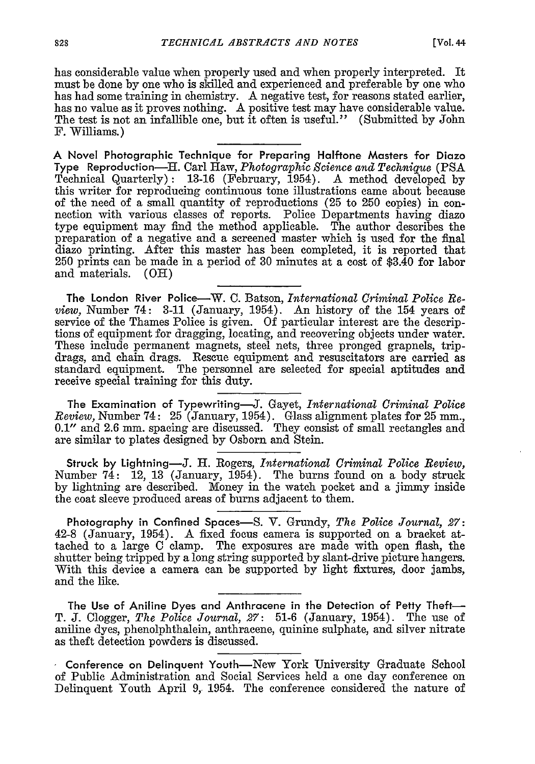has considerable value when properly used and when properly interpreted. It must be done by one who is skilled and experienced and preferable by one who has had some training in chemistry. A negative test, for reasons stated earlier, has no value as it proves nothing. A positive test may have considerable value. The test is not an infallible one, but it often is useful." (Submitted by John F. Williams.)

**A Novel Photographic Technique for Preparing Halftone Masters for Diazo Type Reproduction**—H. Carl Haw, *Photographic Science and Technique* (PSA Technical Quarterly): 13-16 (February, 1954). A method developed by this writer for reproducing continuous tone illustrations came about because of the need of a small quantity of reproductions (25 to 250 copies) in connection with various classes of reports. Police Departments having diazo type equipment may find the method applicable. The author describes the preparation of a negative and a screened master which is used for the final diazo printing. After this master has been completed, it is reported that 250 prints can be made in a period of 30 minutes at a cost of $3.40 for labor and materials. (OH)

**The London River Police**—W. C. Batson, *International Criminal Police Review,* Number 74: 3-11 (January, 1954). An history of the 154 years of service of the Thames Police is given. Of particular interest are the descriptions of equipment for dragging, locating, and recovering objects under water. These include permanent magnets, steel nets, three pronged grapnels, trip-drags, and chain drags. Rescue equipment and resuscitators are carried as standard equipment. The personnel are selected for special aptitudes and receive special training for this duty.

**The Examination of Typewriting**—J. Gayet, *International Criminal Police Review,* Number 74: 25 (January, 1954). Glass alignment plates for 25 mm., 0.1" and 2.6 mm. spacing are discussed. They consist of small rectangles and are similar to plates designed by Osborn and Stein.

**Struck by Lightning**—J. H. Rogers, *International Criminal Police Review,* Number 74: 12, 13 (January, 1954). The burns found on a body struck by lightning are described. Money in the watch pocket and a jimmy inside the coat sleeve produced areas of burns adjacent to them.

**Photography in Confined Spaces**—S. V. Grundy, *The Police Journal, 27*: 42-8 (January, 1954). A fixed focus camera is supported on a bracket attached to a large C clamp. The exposures are made with open flash, the shutter being tripped by a long string supported by slant-drive picture hangers. With this device a camera can be supported by light fixtures, door jambs, and the like.

**The Use of Aniline Dyes and Anthracene in the Detection of Petty Theft**—T. J. Clogger, *The Police Journal, 27*: 51-6 (January, 1954). The use of aniline dyes, phenolphthalein, anthracene, quinine sulphate, and silver nitrate as theft detection powders is discussed.

**Conference on Delinquent Youth**—New York University Graduate School of Public Administration and Social Services held a one day conference on Delinquent Youth April 9, 1954. The conference considered the nature of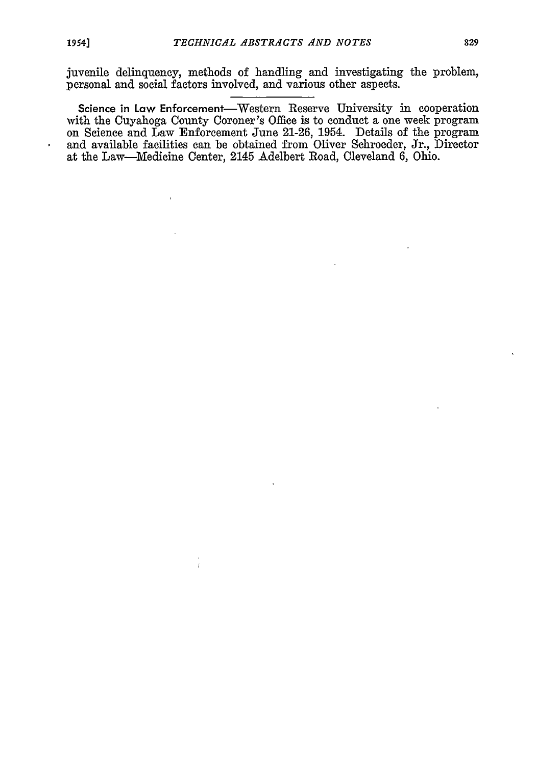juvenile delinquency, methods of handling and investigating the problem, personal and social factors involved, and various other aspects.

---

**Science in Law Enforcement**—Western Reserve University in cooperation with the Cuyahoga County Coroner's Office is to conduct a one week program on Science and Law Enforcement June 21-26, 1954. Details of the program and available facilities can be obtained from Oliver Schroeder, Jr., Director at the Law—Medicine Center, 2145 Adelbert Road, Cleveland 6, Ohio.